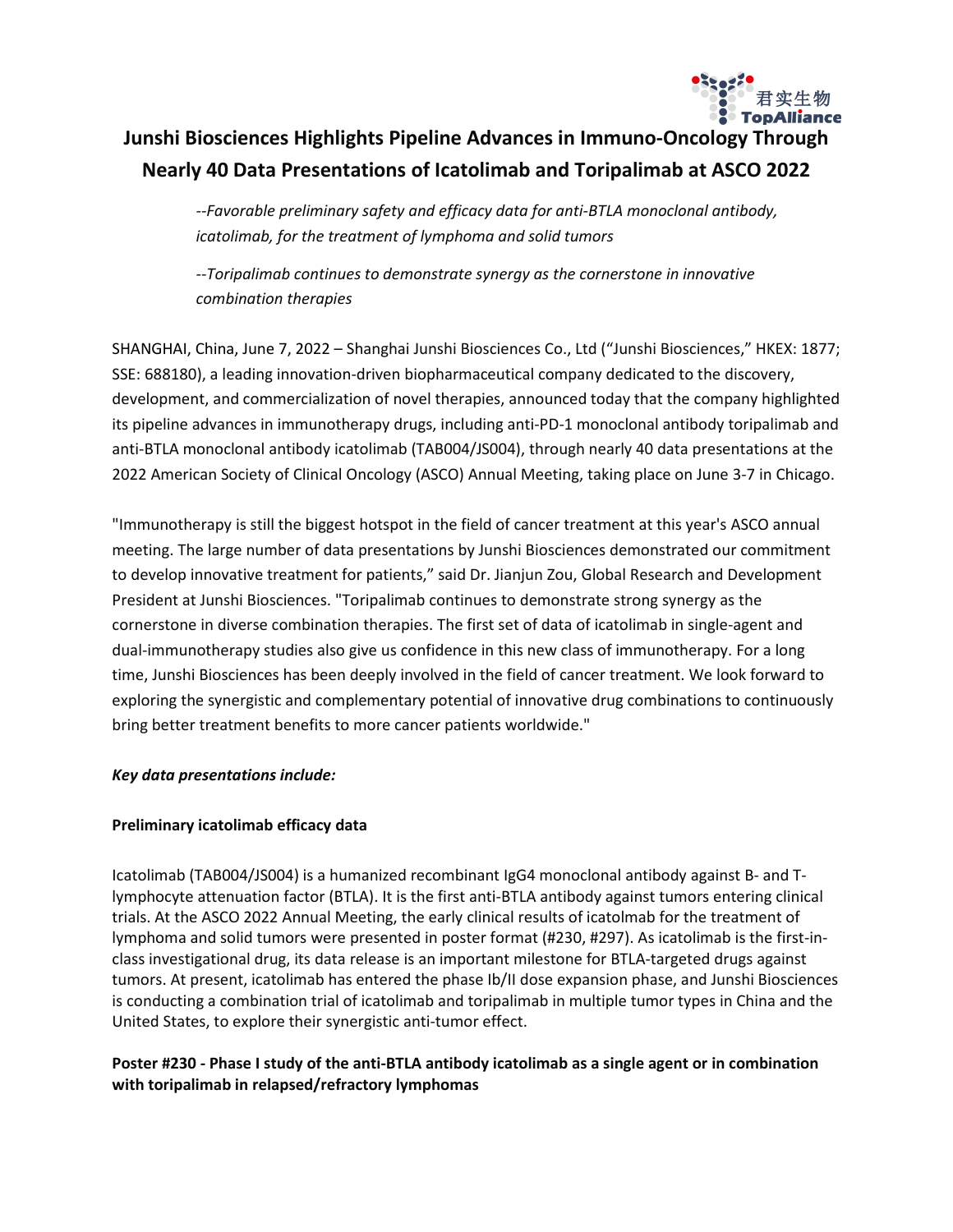# Junshi Biosciences Highlights Pipeline Advances in Immuno-Oncology Through Nearly 40 Data Presentations of Icatolimab and Toripalimab at ASCO 2022

*--Favorable preliminary safety and efficacy data for anti-BTLA monoclonal antibody, icatolimab, for the treatment of lymphoma and solid tumors*

*--Toripalimab continues to demonstrate synergy as the cornerstone in innovative combination therapies*

SHANGHAI, China, June 7, 2022 – Shanghai Junshi Biosciences Co., Ltd ("Junshi Biosciences," HKEX: 1877; SSE: 688180), a leading innovation-driven biopharmaceutical company dedicated to the discovery, development, and commercialization of novel therapies, announced today that the company highlighted its pipeline advances in immunotherapy drugs, including anti-PD-1 monoclonal antibody toripalimab and anti-BTLA monoclonal antibody icatolimab (TAB004/JS004), through nearly 40 data presentations at the 2022 American Society of Clinical Oncology (ASCO) Annual Meeting, taking place on June 3-7 in Chicago.

"Immunotherapy is still the biggest hotspot in the field of cancer treatment at this year's ASCO annual meeting. The large number of data presentations by Junshi Biosciences demonstrated our commitment to develop innovative treatment for patients," said Dr. Jianjun Zou, Global Research and Development President at Junshi Biosciences. "Toripalimab continues to demonstrate strong synergy as the cornerstone in diverse combination therapies. The first set of data of icatolimab in single-agent and dual-immunotherapy studies also give us confidence in this new class of immunotherapy. For a long time, Junshi Biosciences has been deeply involved in the field of cancer treatment. We look forward to exploring the synergistic and complementary potential of innovative drug combinations to continuously bring better treatment benefits to more cancer patients worldwide."

***Key data presentations include:***

**Preliminary icatolimab efficacy data**

Icatolimab (TAB004/JS004) is a humanized recombinant IgG4 monoclonal antibody against B- and T-lymphocyte attenuation factor (BTLA). It is the first anti-BTLA antibody against tumors entering clinical trials. At the ASCO 2022 Annual Meeting, the early clinical results of icatolmab for the treatment of lymphoma and solid tumors were presented in poster format (#230, #297). As icatolimab is the first-in-class investigational drug, its data release is an important milestone for BTLA-targeted drugs against tumors. At present, icatolimab has entered the phase Ib/II dose expansion phase, and Junshi Biosciences is conducting a combination trial of icatolimab and toripalimab in multiple tumor types in China and the United States, to explore their synergistic anti-tumor effect.

**Poster #230 - Phase I study of the anti-BTLA antibody icatolimab as a single agent or in combination with toripalimab in relapsed/refractory lymphomas**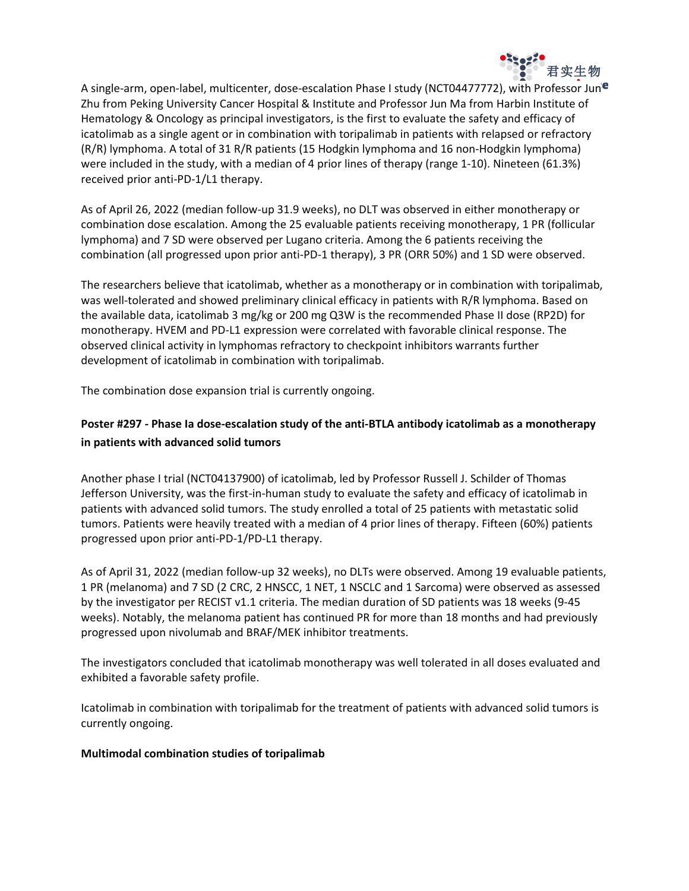A single-arm, open-label, multicenter, dose-escalation Phase I study (NCT04477772), with Professor Jun Zhu from Peking University Cancer Hospital & Institute and Professor Jun Ma from Harbin Institute of Hematology & Oncology as principal investigators, is the first to evaluate the safety and efficacy of icatolimab as a single agent or in combination with toripalimab in patients with relapsed or refractory (R/R) lymphoma. A total of 31 R/R patients (15 Hodgkin lymphoma and 16 non-Hodgkin lymphoma) were included in the study, with a median of 4 prior lines of therapy (range 1-10). Nineteen (61.3%) received prior anti-PD-1/L1 therapy.

As of April 26, 2022 (median follow-up 31.9 weeks), no DLT was observed in either monotherapy or combination dose escalation. Among the 25 evaluable patients receiving monotherapy, 1 PR (follicular lymphoma) and 7 SD were observed per Lugano criteria. Among the 6 patients receiving the combination (all progressed upon prior anti-PD-1 therapy), 3 PR (ORR 50%) and 1 SD were observed.

The researchers believe that icatolimab, whether as a monotherapy or in combination with toripalimab, was well-tolerated and showed preliminary clinical efficacy in patients with R/R lymphoma. Based on the available data, icatolimab 3 mg/kg or 200 mg Q3W is the recommended Phase II dose (RP2D) for monotherapy. HVEM and PD-L1 expression were correlated with favorable clinical response. The observed clinical activity in lymphomas refractory to checkpoint inhibitors warrants further development of icatolimab in combination with toripalimab.

The combination dose expansion trial is currently ongoing.

**Poster #297 - Phase Ia dose-escalation study of the anti-BTLA antibody icatolimab as a monotherapy in patients with advanced solid tumors**

Another phase I trial (NCT04137900) of icatolimab, led by Professor Russell J. Schilder of Thomas Jefferson University, was the first-in-human study to evaluate the safety and efficacy of icatolimab in patients with advanced solid tumors. The study enrolled a total of 25 patients with metastatic solid tumors. Patients were heavily treated with a median of 4 prior lines of therapy. Fifteen (60%) patients progressed upon prior anti-PD-1/PD-L1 therapy.

As of April 31, 2022 (median follow-up 32 weeks), no DLTs were observed. Among 19 evaluable patients, 1 PR (melanoma) and 7 SD (2 CRC, 2 HNSCC, 1 NET, 1 NSCLC and 1 Sarcoma) were observed as assessed by the investigator per RECIST v1.1 criteria. The median duration of SD patients was 18 weeks (9-45 weeks). Notably, the melanoma patient has continued PR for more than 18 months and had previously progressed upon nivolumab and BRAF/MEK inhibitor treatments.

The investigators concluded that icatolimab monotherapy was well tolerated in all doses evaluated and exhibited a favorable safety profile.

Icatolimab in combination with toripalimab for the treatment of patients with advanced solid tumors is currently ongoing.

**Multimodal combination studies of toripalimab**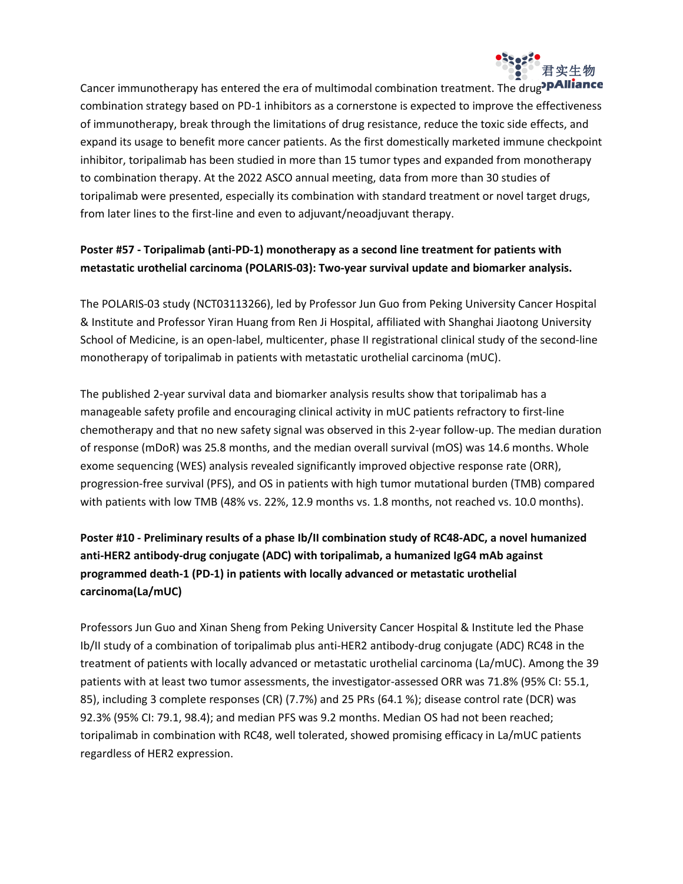Cancer immunotherapy has entered the era of multimodal combination treatment. The drug combination strategy based on PD-1 inhibitors as a cornerstone is expected to improve the effectiveness of immunotherapy, break through the limitations of drug resistance, reduce the toxic side effects, and expand its usage to benefit more cancer patients. As the first domestically marketed immune checkpoint inhibitor, toripalimab has been studied in more than 15 tumor types and expanded from monotherapy to combination therapy. At the 2022 ASCO annual meeting, data from more than 30 studies of toripalimab were presented, especially its combination with standard treatment or novel target drugs, from later lines to the first-line and even to adjuvant/neoadjuvant therapy.

**Poster #57 - Toripalimab (anti-PD-1) monotherapy as a second line treatment for patients with metastatic urothelial carcinoma (POLARIS-03): Two-year survival update and biomarker analysis.**

The POLARIS-03 study (NCT03113266), led by Professor Jun Guo from Peking University Cancer Hospital & Institute and Professor Yiran Huang from Ren Ji Hospital, affiliated with Shanghai Jiaotong University School of Medicine, is an open-label, multicenter, phase II registrational clinical study of the second-line monotherapy of toripalimab in patients with metastatic urothelial carcinoma (mUC).

The published 2-year survival data and biomarker analysis results show that toripalimab has a manageable safety profile and encouraging clinical activity in mUC patients refractory to first-line chemotherapy and that no new safety signal was observed in this 2-year follow-up. The median duration of response (mDoR) was 25.8 months, and the median overall survival (mOS) was 14.6 months. Whole exome sequencing (WES) analysis revealed significantly improved objective response rate (ORR), progression-free survival (PFS), and OS in patients with high tumor mutational burden (TMB) compared with patients with low TMB (48% vs. 22%, 12.9 months vs. 1.8 months, not reached vs. 10.0 months).

**Poster #10 - Preliminary results of a phase Ib/II combination study of RC48-ADC, a novel humanized anti-HER2 antibody-drug conjugate (ADC) with toripalimab, a humanized IgG4 mAb against programmed death-1 (PD-1) in patients with locally advanced or metastatic urothelial carcinoma(La/mUC)**

Professors Jun Guo and Xinan Sheng from Peking University Cancer Hospital & Institute led the Phase Ib/II study of a combination of toripalimab plus anti-HER2 antibody-drug conjugate (ADC) RC48 in the treatment of patients with locally advanced or metastatic urothelial carcinoma (La/mUC). Among the 39 patients with at least two tumor assessments, the investigator-assessed ORR was 71.8% (95% CI: 55.1, 85), including 3 complete responses (CR) (7.7%) and 25 PRs (64.1 %); disease control rate (DCR) was 92.3% (95% CI: 79.1, 98.4); and median PFS was 9.2 months. Median OS had not been reached; toripalimab in combination with RC48, well tolerated, showed promising efficacy in La/mUC patients regardless of HER2 expression.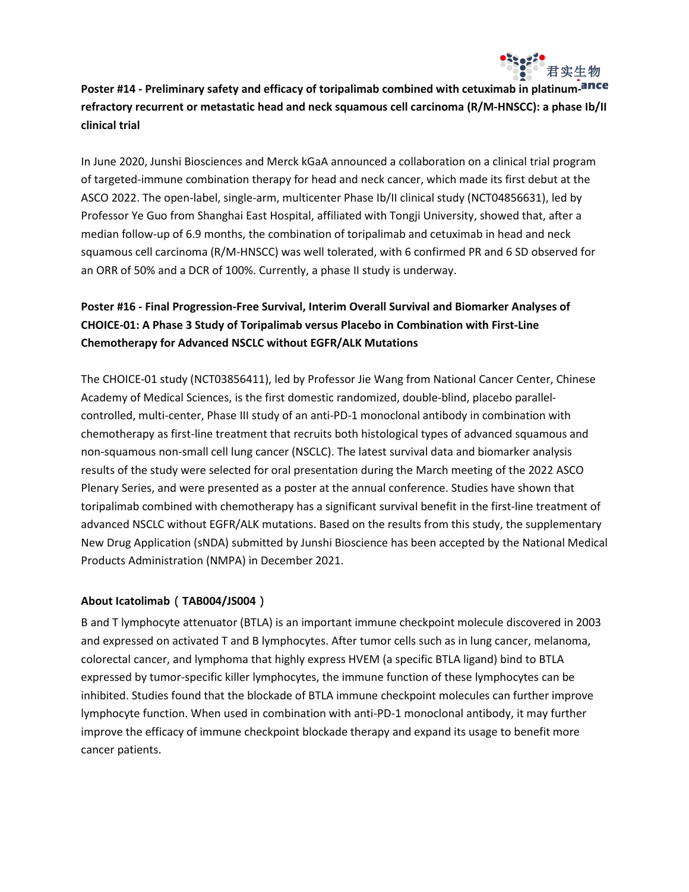**Poster #14 - Preliminary safety and efficacy of toripalimab combined with cetuximab in platinum-refractory recurrent or metastatic head and neck squamous cell carcinoma (R/M-HNSCC): a phase Ib/II clinical trial**

In June 2020, Junshi Biosciences and Merck kGaA announced a collaboration on a clinical trial program of targeted-immune combination therapy for head and neck cancer, which made its first debut at the ASCO 2022. The open-label, single-arm, multicenter Phase Ib/II clinical study (NCT04856631), led by Professor Ye Guo from Shanghai East Hospital, affiliated with Tongji University, showed that, after a median follow-up of 6.9 months, the combination of toripalimab and cetuximab in head and neck squamous cell carcinoma (R/M-HNSCC) was well tolerated, with 6 confirmed PR and 6 SD observed for an ORR of 50% and a DCR of 100%. Currently, a phase II study is underway.

**Poster #16 - Final Progression-Free Survival, Interim Overall Survival and Biomarker Analyses of CHOICE-01: A Phase 3 Study of Toripalimab versus Placebo in Combination with First-Line Chemotherapy for Advanced NSCLC without EGFR/ALK Mutations**

The CHOICE-01 study (NCT03856411), led by Professor Jie Wang from National Cancer Center, Chinese Academy of Medical Sciences, is the first domestic randomized, double-blind, placebo parallel-controlled, multi-center, Phase III study of an anti-PD-1 monoclonal antibody in combination with chemotherapy as first-line treatment that recruits both histological types of advanced squamous and non-squamous non-small cell lung cancer (NSCLC). The latest survival data and biomarker analysis results of the study were selected for oral presentation during the March meeting of the 2022 ASCO Plenary Series, and were presented as a poster at the annual conference. Studies have shown that toripalimab combined with chemotherapy has a significant survival benefit in the first-line treatment of advanced NSCLC without EGFR/ALK mutations. Based on the results from this study, the supplementary New Drug Application (sNDA) submitted by Junshi Bioscience has been accepted by the National Medical Products Administration (NMPA) in December 2021.

**About Icatolimab（TAB004/JS004）**

B and T lymphocyte attenuator (BTLA) is an important immune checkpoint molecule discovered in 2003 and expressed on activated T and B lymphocytes. After tumor cells such as in lung cancer, melanoma, colorectal cancer, and lymphoma that highly express HVEM (a specific BTLA ligand) bind to BTLA expressed by tumor-specific killer lymphocytes, the immune function of these lymphocytes can be inhibited. Studies found that the blockade of BTLA immune checkpoint molecules can further improve lymphocyte function. When used in combination with anti-PD-1 monoclonal antibody, it may further improve the efficacy of immune checkpoint blockade therapy and expand its usage to benefit more cancer patients.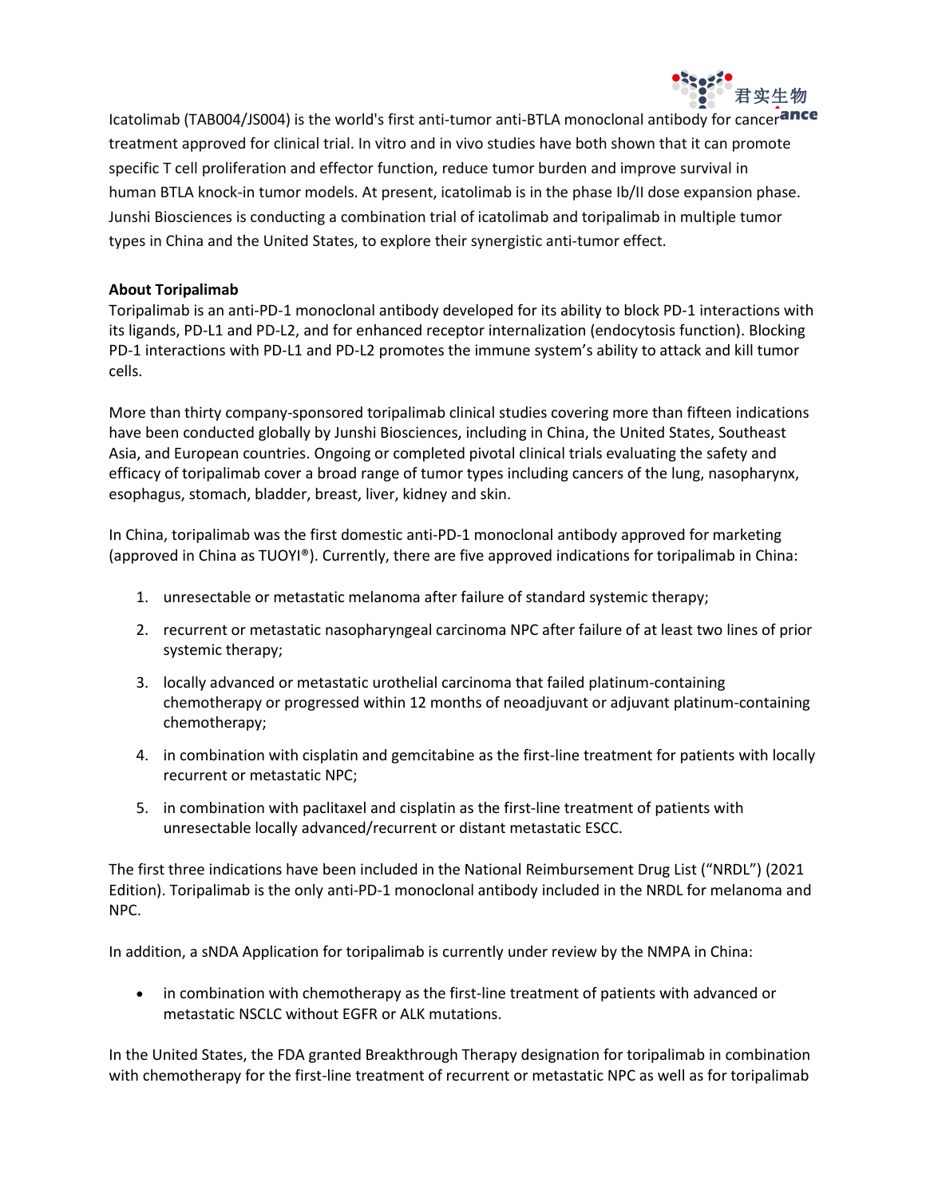Icatolimab (TAB004/JS004) is the world's first anti-tumor anti-BTLA monoclonal antibody for cancer treatment approved for clinical trial. In vitro and in vivo studies have both shown that it can promote specific T cell proliferation and effector function, reduce tumor burden and improve survival in human BTLA knock-in tumor models. At present, icatolimab is in the phase Ib/II dose expansion phase. Junshi Biosciences is conducting a combination trial of icatolimab and toripalimab in multiple tumor types in China and the United States, to explore their synergistic anti-tumor effect.

**About Toripalimab**

Toripalimab is an anti-PD-1 monoclonal antibody developed for its ability to block PD-1 interactions with its ligands, PD-L1 and PD-L2, and for enhanced receptor internalization (endocytosis function). Blocking PD-1 interactions with PD-L1 and PD-L2 promotes the immune system's ability to attack and kill tumor cells.

More than thirty company-sponsored toripalimab clinical studies covering more than fifteen indications have been conducted globally by Junshi Biosciences, including in China, the United States, Southeast Asia, and European countries. Ongoing or completed pivotal clinical trials evaluating the safety and efficacy of toripalimab cover a broad range of tumor types including cancers of the lung, nasopharynx, esophagus, stomach, bladder, breast, liver, kidney and skin.

In China, toripalimab was the first domestic anti-PD-1 monoclonal antibody approved for marketing (approved in China as TUOYI®). Currently, there are five approved indications for toripalimab in China:

1. unresectable or metastatic melanoma after failure of standard systemic therapy;
2. recurrent or metastatic nasopharyngeal carcinoma NPC after failure of at least two lines of prior systemic therapy;
3. locally advanced or metastatic urothelial carcinoma that failed platinum-containing chemotherapy or progressed within 12 months of neoadjuvant or adjuvant platinum-containing chemotherapy;
4. in combination with cisplatin and gemcitabine as the first-line treatment for patients with locally recurrent or metastatic NPC;
5. in combination with paclitaxel and cisplatin as the first-line treatment of patients with unresectable locally advanced/recurrent or distant metastatic ESCC.

The first three indications have been included in the National Reimbursement Drug List ("NRDL") (2021 Edition). Toripalimab is the only anti-PD-1 monoclonal antibody included in the NRDL for melanoma and NPC.

In addition, a sNDA Application for toripalimab is currently under review by the NMPA in China:

- in combination with chemotherapy as the first-line treatment of patients with advanced or metastatic NSCLC without EGFR or ALK mutations.

In the United States, the FDA granted Breakthrough Therapy designation for toripalimab in combination with chemotherapy for the first-line treatment of recurrent or metastatic NPC as well as for toripalimab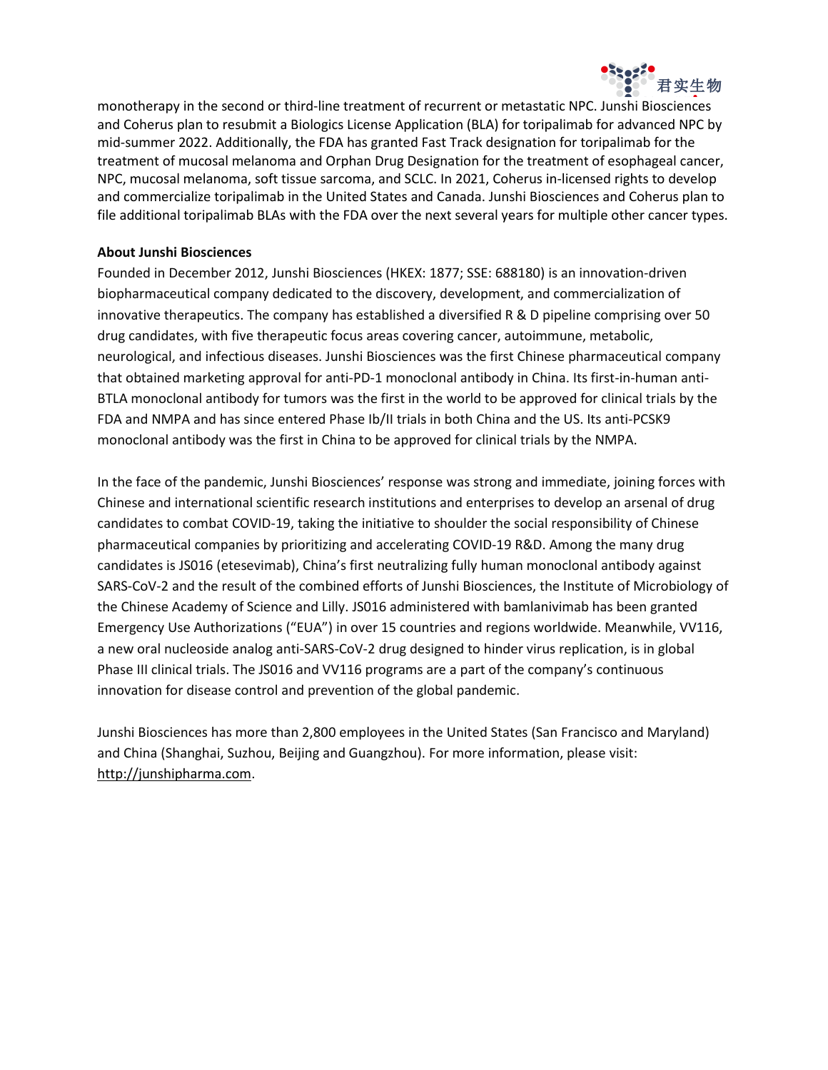monotherapy in the second or third-line treatment of recurrent or metastatic NPC. Junshi Biosciences and Coherus plan to resubmit a Biologics License Application (BLA) for toripalimab for advanced NPC by mid-summer 2022. Additionally, the FDA has granted Fast Track designation for toripalimab for the treatment of mucosal melanoma and Orphan Drug Designation for the treatment of esophageal cancer, NPC, mucosal melanoma, soft tissue sarcoma, and SCLC. In 2021, Coherus in-licensed rights to develop and commercialize toripalimab in the United States and Canada. Junshi Biosciences and Coherus plan to file additional toripalimab BLAs with the FDA over the next several years for multiple other cancer types.

**About Junshi Biosciences**

Founded in December 2012, Junshi Biosciences (HKEX: 1877; SSE: 688180) is an innovation-driven biopharmaceutical company dedicated to the discovery, development, and commercialization of innovative therapeutics. The company has established a diversified R & D pipeline comprising over 50 drug candidates, with five therapeutic focus areas covering cancer, autoimmune, metabolic, neurological, and infectious diseases. Junshi Biosciences was the first Chinese pharmaceutical company that obtained marketing approval for anti-PD-1 monoclonal antibody in China. Its first-in-human anti-BTLA monoclonal antibody for tumors was the first in the world to be approved for clinical trials by the FDA and NMPA and has since entered Phase Ib/II trials in both China and the US. Its anti-PCSK9 monoclonal antibody was the first in China to be approved for clinical trials by the NMPA.

In the face of the pandemic, Junshi Biosciences' response was strong and immediate, joining forces with Chinese and international scientific research institutions and enterprises to develop an arsenal of drug candidates to combat COVID-19, taking the initiative to shoulder the social responsibility of Chinese pharmaceutical companies by prioritizing and accelerating COVID-19 R&D. Among the many drug candidates is JS016 (etesevimab), China's first neutralizing fully human monoclonal antibody against SARS-CoV-2 and the result of the combined efforts of Junshi Biosciences, the Institute of Microbiology of the Chinese Academy of Science and Lilly. JS016 administered with bamlanivimab has been granted Emergency Use Authorizations ("EUA") in over 15 countries and regions worldwide. Meanwhile, VV116, a new oral nucleoside analog anti-SARS-CoV-2 drug designed to hinder virus replication, is in global Phase III clinical trials. The JS016 and VV116 programs are a part of the company's continuous innovation for disease control and prevention of the global pandemic.

Junshi Biosciences has more than 2,800 employees in the United States (San Francisco and Maryland) and China (Shanghai, Suzhou, Beijing and Guangzhou). For more information, please visit: http://junshipharma.com.